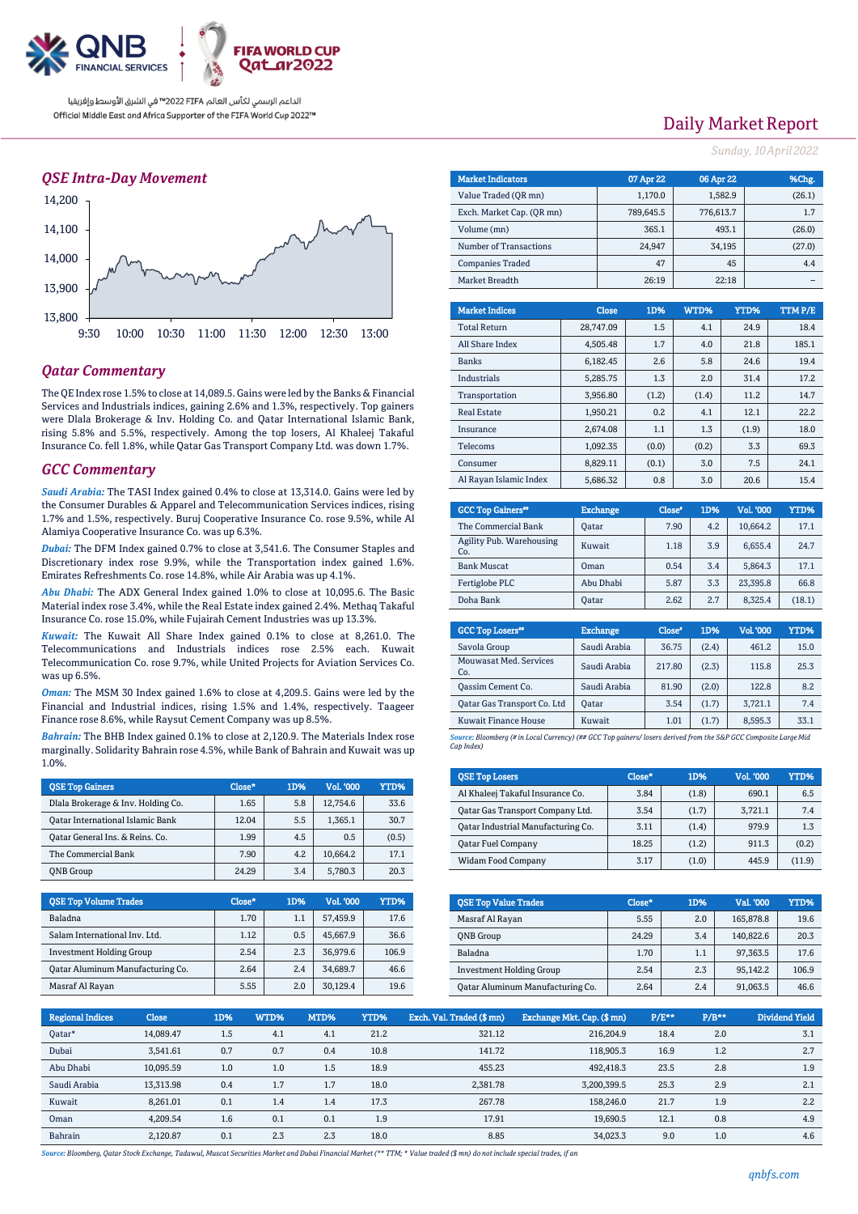الداعم الرسمي لكأس العالم FIFA 2022™ في الشرق الأوسط وإفريقيا
Official Middle East and Africa Supporter of the FIFA World Cup 2022™

# Daily Market Report

*Sunday, 10 April 2022*

## QSE Intra-Day Movement

## Qatar Commentary

The QE Index rose 1.5% to close at 14,089.5. Gains were led by the Banks & Financial Services and Industrials indices, gaining 2.6% and 1.3%, respectively. Top gainers were Dlala Brokerage & Inv. Holding Co. and Qatar International Islamic Bank, rising 5.8% and 5.5%, respectively. Among the top losers, Al Khaleej Takaful Insurance Co. fell 1.8%, while Qatar Gas Transport Company Ltd. was down 1.7%.

## GCC Commentary

***Saudi Arabia:*** The TASI Index gained 0.4% to close at 13,314.0. Gains were led by the Consumer Durables & Apparel and Telecommunication Services indices, rising 1.7% and 1.5%, respectively. Buruj Cooperative Insurance Co. rose 9.5%, while Al Alamiya Cooperative Insurance Co. was up 6.3%.

***Dubai:*** The DFM Index gained 0.7% to close at 3,541.6. The Consumer Staples and Discretionary index rose 9.9%, while the Transportation index gained 1.6%. Emirates Refreshments Co. rose 14.8%, while Air Arabia was up 4.1%.

***Abu Dhabi:*** The ADX General Index gained 1.0% to close at 10,095.6. The Basic Material index rose 3.4%, while the Real Estate index gained 2.4%. Methaq Takaful Insurance Co. rose 15.0%, while Fujairah Cement Industries was up 13.3%.

***Kuwait:*** The Kuwait All Share Index gained 0.1% to close at 8,261.0. The Telecommunications and Industrials indices rose 2.5% each. Kuwait Telecommunication Co. rose 9.7%, while United Projects for Aviation Services Co. was up 6.5%.

***Oman:*** The MSM 30 Index gained 1.6% to close at 4,209.5. Gains were led by the Financial and Industrial indices, rising 1.5% and 1.4%, respectively. Taageer Finance rose 8.6%, while Raysut Cement Company was up 8.5%.

***Bahrain:*** The BHB Index gained 0.1% to close at 2,120.9. The Materials Index rose marginally. Solidarity Bahrain rose 4.5%, while Bank of Bahrain and Kuwait was up 1.0%.

| QSE Top Gainers | Close* | 1D% | Vol. '000 | YTD% |
|---|---|---|---|---|
| Dlala Brokerage & Inv. Holding Co. | 1.65 | 5.8 | 12,754.6 | 33.6 |
| Qatar International Islamic Bank | 12.04 | 5.5 | 1,365.1 | 30.7 |
| Qatar General Ins. & Reins. Co. | 1.99 | 4.5 | 0.5 | (0.5) |
| The Commercial Bank | 7.90 | 4.2 | 10,664.2 | 17.1 |
| QNB Group | 24.29 | 3.4 | 5,780.3 | 20.3 |

| QSE Top Volume Trades | Close* | 1D% | Vol. '000 | YTD% |
|---|---|---|---|---|
| Baladna | 1.70 | 1.1 | 57,459.9 | 17.6 |
| Salam International Inv. Ltd. | 1.12 | 0.5 | 45,667.9 | 36.6 |
| Investment Holding Group | 2.54 | 2.3 | 36,979.6 | 106.9 |
| Qatar Aluminum Manufacturing Co. | 2.64 | 2.4 | 34,689.7 | 46.6 |
| Masraf Al Rayan | 5.55 | 2.0 | 30,129.4 | 19.6 |

| Market Indicators | 07 Apr 22 | 06 Apr 22 | %Chg. |
|---|---|---|---|
| Value Traded (QR mn) | 1,170.0 | 1,582.9 | (26.1) |
| Exch. Market Cap. (QR mn) | 789,645.5 | 776,613.7 | 1.7 |
| Volume (mn) | 365.1 | 493.1 | (26.0) |
| Number of Transactions | 24,947 | 34,195 | (27.0) |
| Companies Traded | 47 | 45 | 4.4 |
| Market Breadth | 26:19 | 22:18 | – |

| Market Indices | Close | 1D% | WTD% | YTD% | TTM P/E |
|---|---|---|---|---|---|
| Total Return | 28,747.09 | 1.5 | 4.1 | 24.9 | 18.4 |
| All Share Index | 4,505.48 | 1.7 | 4.0 | 21.8 | 185.1 |
| Banks | 6,182.45 | 2.6 | 5.8 | 24.6 | 19.4 |
| Industrials | 5,285.75 | 1.3 | 2.0 | 31.4 | 17.2 |
| Transportation | 3,956.80 | (1.2) | (1.4) | 11.2 | 14.7 |
| Real Estate | 1,950.21 | 0.2 | 4.1 | 12.1 | 22.2 |
| Insurance | 2,674.08 | 1.1 | 1.3 | (1.9) | 18.0 |
| Telecoms | 1,092.35 | (0.0) | (0.2) | 3.3 | 69.3 |
| Consumer | 8,829.11 | (0.1) | 3.0 | 7.5 | 24.1 |
| Al Rayan Islamic Index | 5,686.32 | 0.8 | 3.0 | 20.6 | 15.4 |

| GCC Top Gainers## | Exchange | Close# | 1D% | Vol. '000 | YTD% |
|---|---|---|---|---|---|
| The Commercial Bank | Qatar | 7.90 | 4.2 | 10,664.2 | 17.1 |
| Agility Pub. Warehousing Co. | Kuwait | 1.18 | 3.9 | 6,655.4 | 24.7 |
| Bank Muscat | Oman | 0.54 | 3.4 | 5,864.3 | 17.1 |
| Fertiglobe PLC | Abu Dhabi | 5.87 | 3.3 | 23,395.8 | 66.8 |
| Doha Bank | Qatar | 2.62 | 2.7 | 8,325.4 | (18.1) |

| GCC Top Losers## | Exchange | Close# | 1D% | Vol. '000 | YTD% |
|---|---|---|---|---|---|
| Savola Group | Saudi Arabia | 36.75 | (2.4) | 461.2 | 15.0 |
| Mouwasat Med. Services Co. | Saudi Arabia | 217.80 | (2.3) | 115.8 | 25.3 |
| Qassim Cement Co. | Saudi Arabia | 81.90 | (2.0) | 122.8 | 8.2 |
| Qatar Gas Transport Co. Ltd | Qatar | 3.54 | (1.7) | 3,721.1 | 7.4 |
| Kuwait Finance House | Kuwait | 1.01 | (1.7) | 8,595.3 | 33.1 |

*Source: Bloomberg (# in Local Currency) (## GCC Top gainers/ losers derived from the S&P GCC Composite Large Mid Cap Index)*

| QSE Top Losers | Close* | 1D% | Vol. '000 | YTD% |
|---|---|---|---|---|
| Al Khaleej Takaful Insurance Co. | 3.84 | (1.8) | 690.1 | 6.5 |
| Qatar Gas Transport Company Ltd. | 3.54 | (1.7) | 3,721.1 | 7.4 |
| Qatar Industrial Manufacturing Co. | 3.11 | (1.4) | 979.9 | 1.3 |
| Qatar Fuel Company | 18.25 | (1.2) | 911.3 | (0.2) |
| Widam Food Company | 3.17 | (1.0) | 445.9 | (11.9) |

| QSE Top Value Trades | Close* | 1D% | Val. '000 | YTD% |
|---|---|---|---|---|
| Masraf Al Rayan | 5.55 | 2.0 | 165,878.8 | 19.6 |
| QNB Group | 24.29 | 3.4 | 140,822.6 | 20.3 |
| Baladna | 1.70 | 1.1 | 97,363.5 | 17.6 |
| Investment Holding Group | 2.54 | 2.3 | 95,142.2 | 106.9 |
| Qatar Aluminum Manufacturing Co. | 2.64 | 2.4 | 91,063.5 | 46.6 |

| Regional Indices | Close | 1D% | WTD% | MTD% | YTD% | Exch. Val. Traded ($ mn) | Exchange Mkt. Cap. ($ mn) | P/E** | P/B** | Dividend Yield |
|---|---|---|---|---|---|---|---|---|---|---|
| Qatar* | 14,089.47 | 1.5 | 4.1 | 4.1 | 21.2 | 321.12 | 216,204.9 | 18.4 | 2.0 | 3.1 |
| Dubai | 3,541.61 | 0.7 | 0.7 | 0.4 | 10.8 | 141.72 | 118,905.3 | 16.9 | 1.2 | 2.7 |
| Abu Dhabi | 10,095.59 | 1.0 | 1.0 | 1.5 | 18.9 | 455.23 | 492,418.3 | 23.5 | 2.8 | 1.9 |
| Saudi Arabia | 13,313.98 | 0.4 | 1.7 | 1.7 | 18.0 | 2,381.78 | 3,200,399.5 | 25.3 | 2.9 | 2.1 |
| Kuwait | 8,261.01 | 0.1 | 1.4 | 1.4 | 17.3 | 267.78 | 158,246.0 | 21.7 | 1.9 | 2.2 |
| Oman | 4,209.54 | 1.6 | 0.1 | 0.1 | 1.9 | 17.91 | 19,690.5 | 12.1 | 0.8 | 4.9 |
| Bahrain | 2,120.87 | 0.1 | 2.3 | 2.3 | 18.0 | 8.85 | 34,023.3 | 9.0 | 1.0 | 4.6 |

*Source: Bloomberg, Qatar Stock Exchange, Tadawul, Muscat Securities Market and Dubai Financial Market (** TTM; * Value traded ($ mn) do not include special trades, if an*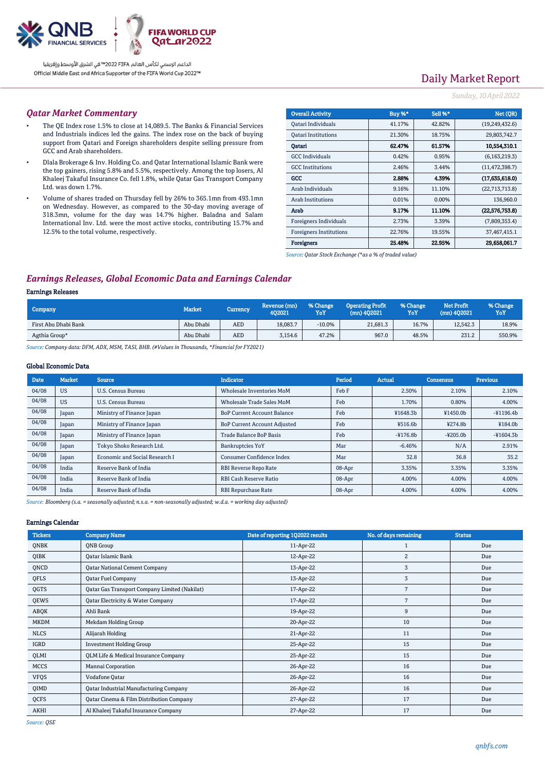Daily Market Report

*Sunday, 10 April 2022*

## Qatar Market Commentary

- The QE Index rose 1.5% to close at 14,089.5. The Banks & Financial Services and Industrials indices led the gains. The index rose on the back of buying support from Qatari and Foreign shareholders despite selling pressure from GCC and Arab shareholders.
- Dlala Brokerage & Inv. Holding Co. and Qatar International Islamic Bank were the top gainers, rising 5.8% and 5.5%, respectively. Among the top losers, Al Khaleej Takaful Insurance Co. fell 1.8%, while Qatar Gas Transport Company Ltd. was down 1.7%.
- Volume of shares traded on Thursday fell by 26% to 365.1mn from 493.1mn on Wednesday. However, as compared to the 30-day moving average of 318.3mn, volume for the day was 14.7% higher. Baladna and Salam International Inv. Ltd. were the most active stocks, contributing 15.7% and 12.5% to the total volume, respectively.

| Overall Activity | Buy %* | Sell %* | Net (QR) |
|---|---|---|---|
| Qatari Individuals | 41.17% | 42.82% | (19,249,432.6) |
| Qatari Institutions | 21.30% | 18.75% | 29,803,742.7 |
| **Qatari** | **62.47%** | **61.57%** | **10,554,310.1** |
| GCC Individuals | 0.42% | 0.95% | (6,163,219.3) |
| GCC Institutions | 2.46% | 3.44% | (11,472,398.7) |
| **GCC** | **2.88%** | **4.39%** | **(17,635,618.0)** |
| Arab Individuals | 9.16% | 11.10% | (22,713,713.8) |
| Arab Institutions | 0.01% | 0.00% | 136,960.0 |
| **Arab** | **9.17%** | **11.10%** | **(22,576,753.8)** |
| Foreigners Individuals | 2.73% | 3.39% | (7,809,353.4) |
| Foreigners Institutions | 22.76% | 19.55% | 37,467,415.1 |
| **Foreigners** | **25.48%** | **22.95%** | **29,658,061.7** |

*Source: Qatar Stock Exchange (\*as a % of traded value)*

## Earnings Releases, Global Economic Data and Earnings Calendar

### Earnings Releases

| Company | Market | Currency | Revenue (mn) 4Q2021 | % Change YoY | Operating Profit (mn) 4Q2021 | % Change YoY | Net Profit (mn) 4Q2021 | % Change YoY |
|---|---|---|---|---|---|---|---|---|
| First Abu Dhabi Bank | Abu Dhabi | AED | 18,083.7 | -10.0% | 21,681.3 | 16.7% | 12,542.3 | 18.9% |
| Agthia Group* | Abu Dhabi | AED | 3,154.6 | 47.2% | 967.0 | 48.5% | 231.2 | 550.9% |

*Source: Company data: DFM, ADX, MSM, TASI, BHB. (#Values in Thousands, \*Financial for FY2021)*

### Global Economic Data

| Date | Market | Source | Indicator | Period | Actual | Consensus | Previous |
|---|---|---|---|---|---|---|---|
| 04/08 | US | U.S. Census Bureau | Wholesale Inventories MoM | Feb F | 2.50% | 2.10% | 2.10% |
| 04/08 | US | U.S. Census Bureau | Wholesale Trade Sales MoM | Feb | 1.70% | 0.80% | 4.00% |
| 04/08 | Japan | Ministry of Finance Japan | BoP Current Account Balance | Feb | ¥1648.3b | ¥1450.0b | -¥1196.4b |
| 04/08 | Japan | Ministry of Finance Japan | BoP Current Account Adjusted | Feb | ¥516.6b | ¥274.8b | ¥184.0b |
| 04/08 | Japan | Ministry of Finance Japan | Trade Balance BoP Basis | Feb | -¥176.8b | -¥205.0b | -¥1604.3b |
| 04/08 | Japan | Tokyo Shoko Research Ltd. | Bankruptcies YoY | Mar | -6.46% | N/A | 2.91% |
| 04/08 | Japan | Economic and Social Research I | Consumer Confidence Index | Mar | 32.8 | 36.8 | 35.2 |
| 04/08 | India | Reserve Bank of India | RBI Reverse Repo Rate | 08-Apr | 3.35% | 3.35% | 3.35% |
| 04/08 | India | Reserve Bank of India | RBI Cash Reserve Ratio | 08-Apr | 4.00% | 4.00% | 4.00% |
| 04/08 | India | Reserve Bank of India | RBI Repurchase Rate | 08-Apr | 4.00% | 4.00% | 4.00% |

*Source: Bloomberg (s.a. = seasonally adjusted; n.s.a. = non-seasonally adjusted; w.d.a. = working day adjusted)*

### Earnings Calendar

| Tickers | Company Name | Date of reporting 1Q2022 results | No. of days remaining | Status |
|---|---|---|---|---|
| QNBK | QNB Group | 11-Apr-22 | 1 | Due |
| QIBK | Qatar Islamic Bank | 12-Apr-22 | 2 | Due |
| QNCD | Qatar National Cement Company | 13-Apr-22 | 3 | Due |
| QFLS | Qatar Fuel Company | 13-Apr-22 | 3 | Due |
| QGTS | Qatar Gas Transport Company Limited (Nakilat) | 17-Apr-22 | 7 | Due |
| QEWS | Qatar Electricity & Water Company | 17-Apr-22 | 7 | Due |
| ABQK | Ahli Bank | 19-Apr-22 | 9 | Due |
| MKDM | Mekdam Holding Group | 20-Apr-22 | 10 | Due |
| NLCS | Alijarah Holding | 21-Apr-22 | 11 | Due |
| IGRD | Investment Holding Group | 25-Apr-22 | 15 | Due |
| QLMI | QLM Life & Medical Insurance Company | 25-Apr-22 | 15 | Due |
| MCCS | Mannai Corporation | 26-Apr-22 | 16 | Due |
| VFQS | Vodafone Qatar | 26-Apr-22 | 16 | Due |
| QIMD | Qatar Industrial Manufacturing Company | 26-Apr-22 | 16 | Due |
| QCFS | Qatar Cinema & Film Distribution Company | 27-Apr-22 | 17 | Due |
| AKHI | Al Khaleej Takaful Insurance Company | 27-Apr-22 | 17 | Due |

*Source: QSE*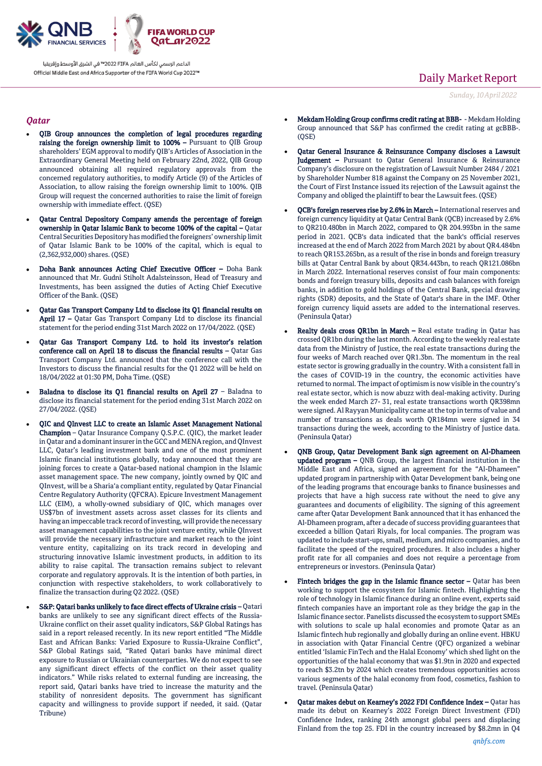## Qatar

- **QIB Group announces the completion of legal procedures regarding raising the foreign ownership limit to 100% –** Pursuant to QIB Group shareholders' EGM approval to modify QIB's Articles of Association in the Extraordinary General Meeting held on February 22nd, 2022, QIB Group announced obtaining all required regulatory approvals from the concerned regulatory authorities, to modify Article (9) of the Articles of Association, to allow raising the foreign ownership limit to 100%. QIB Group will request the concerned authorities to raise the limit of foreign ownership with immediate effect. (QSE)

- **Qatar Central Depository Company amends the percentage of foreign ownership in Qatar Islamic Bank to become 100% of the capital –** Qatar Central Securities Depository has modified the foreigners' ownership limit of Qatar Islamic Bank to be 100% of the capital, which is equal to (2,362,932,000) shares. (QSE)

- **Doha Bank announces Acting Chief Executive Officer –** Doha Bank announced that Mr. Gudni Stiholt Adalsteinsson, Head of Treasury and Investments, has been assigned the duties of Acting Chief Executive Officer of the Bank. (QSE)

- **Qatar Gas Transport Company Ltd to disclose its Q1 financial results on April 17 –** Qatar Gas Transport Company Ltd to disclose its financial statement for the period ending 31st March 2022 on 17/04/2022. (QSE)

- **Qatar Gas Transport Company Ltd. to hold its investor's relation conference call on April 18 to discuss the financial results –** Qatar Gas Transport Company Ltd. announced that the conference call with the Investors to discuss the financial results for the Q1 2022 will be held on 18/04/2022 at 01:30 PM, Doha Time. (QSE)

- **Baladna to disclose its Q1 financial results on April 27 –** Baladna to disclose its financial statement for the period ending 31st March 2022 on 27/04/2022. (QSE)

- **QIC and QInvest LLC to create an Islamic Asset Management National Champion –** Qatar Insurance Company Q.S.P.C. (QIC), the market leader in Qatar and a dominant insurer in the GCC and MENA region, and QInvest LLC, Qatar's leading investment bank and one of the most prominent Islamic financial institutions globally, today announced that they are joining forces to create a Qatar-based national champion in the Islamic asset management space. The new company, jointly owned by QIC and QInvest, will be a Sharia'a compliant entity, regulated by Qatar Financial Centre Regulatory Authority (QFCRA). Epicure Investment Management LLC (EIM), a wholly-owned subsidiary of QIC, which manages over US$7bn of investment assets across asset classes for its clients and having an impeccable track record of investing, will provide the necessary asset management capabilities to the joint venture entity, while QInvest will provide the necessary infrastructure and market reach to the joint venture entity, capitalizing on its track record in developing and structuring innovative Islamic investment products, in addition to its ability to raise capital. The transaction remains subject to relevant corporate and regulatory approvals. It is the intention of both parties, in conjunction with respective stakeholders, to work collaboratively to finalize the transaction during Q2 2022. (QSE)

- **S&P: Qatari banks unlikely to face direct effects of Ukraine crisis –** Qatari banks are unlikely to see any significant direct effects of the Russia-Ukraine conflict on their asset quality indicators, S&P Global Ratings has said in a report released recently. In its new report entitled "The Middle East and African Banks: Varied Exposure to Russia-Ukraine Conflict", S&P Global Ratings said, "Rated Qatari banks have minimal direct exposure to Russian or Ukrainian counterparties. We do not expect to see any significant direct effects of the conflict on their asset quality indicators." While risks related to external funding are increasing, the report said, Qatari banks have tried to increase the maturity and the stability of nonresident deposits. The government has significant capacity and willingness to provide support if needed, it said. (Qatar Tribune)

- **Mekdam Holding Group confirms credit rating at BBB-** - Mekdam Holding Group announced that S&P has confirmed the credit rating at gcBBB-. (QSE)

- **Qatar General Insurance & Reinsurance Company discloses a Lawsuit Judgement –** Pursuant to Qatar General Insurance & Reinsurance Company's disclosure on the registration of Lawsuit Number 2484 / 2021 by Shareholder Number 818 against the Company on 25 November 2021, the Court of First Instance issued its rejection of the Lawsuit against the Company and obliged the plaintiff to bear the Lawsuit fees. (QSE)

- **QCB's foreign reserves rise by 2.6% in March –** International reserves and foreign currency liquidity at Qatar Central Bank (QCB) increased by 2.6% to QR210.480bn in March 2022, compared to QR 204.993bn in the same period in 2021. QCB's data indicated that the bank's official reserves increased at the end of March 2022 from March 2021 by about QR4.484bn to reach QR153.265bn, as a result of the rise in bonds and foreign treasury bills at Qatar Central Bank by about QR34.443bn, to reach QR121.086bn in March 2022. International reserves consist of four main components: bonds and foreign treasury bills, deposits and cash balances with foreign banks, in addition to gold holdings of the Central Bank, special drawing rights (SDR) deposits, and the State of Qatar's share in the IMF. Other foreign currency liquid assets are added to the international reserves. (Peninsula Qatar)

- **Realty deals cross QR1bn in March –** Real estate trading in Qatar has crossed QR1bn during the last month. According to the weekly real estate data from the Ministry of Justice, the real estate transactions during the four weeks of March reached over QR1.3bn. The momentum in the real estate sector is growing gradually in the country. With a consistent fall in the cases of COVID-19 in the country, the economic activities have returned to normal. The impact of optimism is now visible in the country's real estate sector, which is now abuzz with deal-making activity. During the week ended March 27- 31, real estate transactions worth QR398mn were signed. Al Rayyan Municipality came at the top in terms of value and number of transactions as deals worth QR184mn were signed in 34 transactions during the week, according to the Ministry of Justice data. (Peninsula Qatar)

- **QNB Group, Qatar Development Bank sign agreement on Al-Dhameen updated program –** QNB Group, the largest financial institution in the Middle East and Africa, signed an agreement for the "Al-Dhameen" updated program in partnership with Qatar Development bank, being one of the leading programs that encourage banks to finance businesses and projects that have a high success rate without the need to give any guarantees and documents of eligibility. The signing of this agreement came after Qatar Development Bank announced that it has enhanced the Al-Dhameen program, after a decade of success providing guarantees that exceeded a billion Qatari Riyals, for local companies. The program was updated to include start-ups, small, medium, and micro companies, and to facilitate the speed of the required procedures. It also includes a higher profit rate for all companies and does not require a percentage from entrepreneurs or investors. (Peninsula Qatar)

- **Fintech bridges the gap in the Islamic finance sector –** Qatar has been working to support the ecosystem for Islamic fintech. Highlighting the role of technology in Islamic finance during an online event, experts said fintech companies have an important role as they bridge the gap in the Islamic finance sector. Panelists discussed the ecosystem to support SMEs with solutions to scale up halal economies and promote Qatar as an Islamic fintech hub regionally and globally during an online event. HBKU in association with Qatar Financial Centre (QFC) organized a webinar entitled 'Islamic FinTech and the Halal Economy' which shed light on the opportunities of the halal economy that was $1.9tn in 2020 and expected to reach $3.2tn by 2024 which creates tremendous opportunities across various segments of the halal economy from food, cosmetics, fashion to travel. (Peninsula Qatar)

- **Qatar makes debut on Kearney's 2022 FDI Confidence Index –** Qatar has made its debut on Kearney's 2022 Foreign Direct Investment (FDI) Confidence Index, ranking 24th amongst global peers and displacing Finland from the top 25. FDI in the country increased by $8.2mn in Q4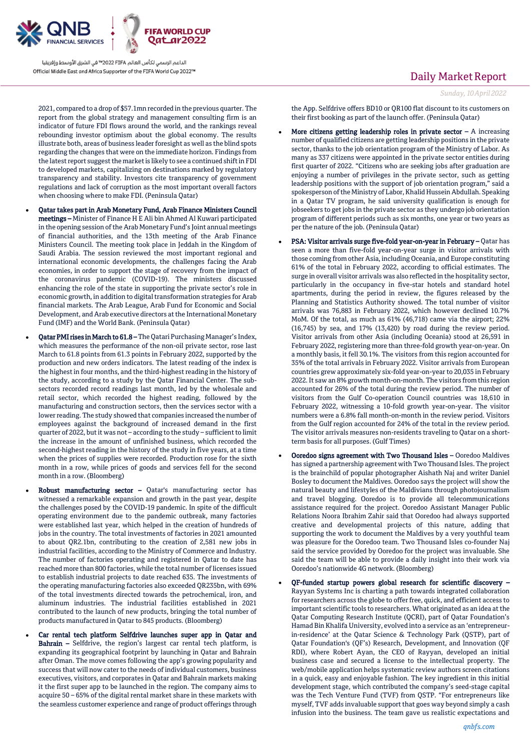2021, compared to a drop of $57.1mn recorded in the previous quarter. The report from the global strategy and management consulting firm is an indicator of future FDI flows around the world, and the rankings reveal rebounding investor optimism about the global economy. The results illustrate both, areas of business leader foresight as well as the blind spots regarding the changes that were on the immediate horizon. Findings from the latest report suggest the market is likely to see a continued shift in FDI to developed markets, capitalizing on destinations marked by regulatory transparency and stability. Investors cite transparency of government regulations and lack of corruption as the most important overall factors when choosing where to make FDI. (Peninsula Qatar)

- **Qatar takes part in Arab Monetary Fund, Arab Finance Ministers Council meetings –** Minister of Finance H E Ali bin Ahmed Al Kuwari participated in the opening session of the Arab Monetary Fund's Joint annual meetings of financial authorities, and the 13th meeting of the Arab Finance Ministers Council. The meeting took place in Jeddah in the Kingdom of Saudi Arabia. The session reviewed the most important regional and international economic developments, the challenges facing the Arab economies, in order to support the stage of recovery from the impact of the coronavirus pandemic (COVID-19). The ministers discussed enhancing the role of the state in supporting the private sector's role in economic growth, in addition to digital transformation strategies for Arab financial markets. The Arab League, Arab Fund for Economic and Social Development, and Arab executive directors at the International Monetary Fund (IMF) and the World Bank. (Peninsula Qatar)
- **Qatar PMI rises in March to 61.8 –** The Qatari Purchasing Manager's Index, which measures the performance of the non-oil private sector, rose last March to 61.8 points from 61.3 points in February 2022, supported by the production and new orders indicators. The latest reading of the index is the highest in four months, and the third-highest reading in the history of the study, according to a study by the Qatar Financial Center. The sub-sectors recorded record readings last month, led by the wholesale and retail sector, which recorded the highest reading, followed by the manufacturing and construction sectors, then the services sector with a lower reading. The study showed that companies increased the number of employees against the background of increased demand in the first quarter of 2022, but it was not – according to the study – sufficient to limit the increase in the amount of unfinished business, which recorded the second-highest reading in the history of the study in five years, at a time when the prices of supplies were recorded. Production rose for the sixth month in a row, while prices of goods and services fell for the second month in a row. (Bloomberg)
- **Robust manufacturing sector –** Qatar's manufacturing sector has witnessed a remarkable expansion and growth in the past year, despite the challenges posed by the COVID-19 pandemic. In spite of the difficult operating environment due to the pandemic outbreak, many factories were established last year, which helped in the creation of hundreds of jobs in the country. The total investments of factories in 2021 amounted to about QR2.1bn, contributing to the creation of 2,581 new jobs in industrial facilities, according to the Ministry of Commerce and Industry. The number of factories operating and registered in Qatar to date has reached more than 800 factories, while the total number of licenses issued to establish industrial projects to date reached 635. The investments of the operating manufacturing factories also exceeded QR235bn, with 69% of the total investments directed towards the petrochemical, iron, and aluminum industries. The industrial facilities established in 2021 contributed to the launch of new products, bringing the total number of products manufactured in Qatar to 845 products. (Bloomberg)
- **Car rental tech platform Selfdrive launches super app in Qatar and Bahrain –** Selfdrive, the region's largest car rental tech platform, is expanding its geographical footprint by launching in Qatar and Bahrain after Oman. The move comes following the app's growing popularity and success that will now cater to the needs of individual customers, business executives, visitors, and corporates in Qatar and Bahrain markets making it the first super app to be launched in the region. The company aims to acquire 50 – 65% of the digital rental market share in these markets with the seamless customer experience and range of product offerings through the App. Selfdrive offers BD10 or QR100 flat discount to its customers on their first booking as part of the launch offer. (Peninsula Qatar)
- **More citizens getting leadership roles in private sector –** A increasing number of qualified citizens are getting leadership positions in the private sector, thanks to the job orientation program of the Ministry of Labor. As many as 337 citizens were appointed in the private sector entities during first quarter of 2022. "Citizens who are seeking jobs after graduation are enjoying a number of privileges in the private sector, such as getting leadership positions with the support of job orientation program," said a spokesperson of the Ministry of Labor, Khalid Hussein Abdullah. Speaking in a Qatar TV program, he said university qualification is enough for jobseekers to get jobs in the private sector as they undergo job orientation program of different periods such as six months, one year or two years as per the nature of the job. (Peninsula Qatar)
- **PSA: Visitor arrivals surge five-fold year-on-year in February –** Qatar has seen a more than five-fold year-on-year surge in visitor arrivals with those coming from other Asia, including Oceania, and Europe constituting 61% of the total in February 2022, according to official estimates. The surge in overall visitor arrivals was also reflected in the hospitality sector, particularly in the occupancy in five-star hotels and standard hotel apartments, during the period in review, the figures released by the Planning and Statistics Authority showed. The total number of visitor arrivals was 76,883 in February 2022, which however declined 10.7% MoM. Of the total, as much as 61% (46,718) came via the airport; 22% (16,745) by sea, and 17% (13,420) by road during the review period. Visitor arrivals from other Asia (including Oceania) stood at 26,591 in February 2022, registering more than three-fold growth year-on-year. On a monthly basis, it fell 30.1%. The visitors from this region accounted for 35% of the total arrivals in February 2022. Visitor arrivals from European countries grew approximately six-fold year-on-year to 20,035 in February 2022. It saw an 8% growth month-on-month. The visitors from this region accounted for 26% of the total during the review period. The number of visitors from the Gulf Co-operation Council countries was 18,610 in February 2022, witnessing a 10-fold growth year-on-year. The visitor numbers were a 6.8% fall month-on-month in the review period. Visitors from the Gulf region accounted for 24% of the total in the review period. The visitor arrivals measures non-residents traveling to Qatar on a short-term basis for all purposes. (Gulf Times)
- **Ooredoo signs agreement with Two Thousand Isles –** Ooredoo Maldives has signed a partnership agreement with Two Thousand Isles. The project is the brainchild of popular photographer Aishath Naj and writer Daniel Bosley to document the Maldives. Ooredoo says the project will show the natural beauty and lifestyles of the Maldivians through photojournalism and travel blogging. Ooredoo is to provide all telecommunications assistance required for the project. Ooredoo Assistant Manager Public Relations Noora Ibrahim Zahir said that Ooredoo had always supported creative and developmental projects of this nature, adding that supporting the work to document the Maldives by a very youthful team was pleasure for the Ooredoo team. Two Thousand Isles co-founder Naj said the service provided by Ooredoo for the project was invaluable. She said the team will be able to provide a daily insight into their work via Ooredoo's nationwide 4G network. (Bloomberg)
- **QF-funded startup powers global research for scientific discovery –** Rayyan Systems Inc is charting a path towards integrated collaboration for researchers across the globe to offer free, quick, and efficient access to important scientific tools to researchers. What originated as an idea at the Qatar Computing Research Institute (QCRI), part of Qatar Foundation's Hamad Bin Khalifa University, evolved into a service as an 'entrepreneur-in-residence' at the Qatar Science & Technology Park (QSTP), part of Qatar Foundation's (QF's) Research, Development, and Innovation (QF RDI), where Robert Ayan, the CEO of Rayyan, developed an initial business case and secured a license to the intellectual property. The web/mobile application helps systematic review authors screen citations in a quick, easy and enjoyable fashion. The key ingredient in this initial development stage, which contributed the company's seed-stage capital was the Tech Venture Fund (TVF) from QSTP. "For entrepreneurs like myself, TVF adds invaluable support that goes way beyond simply a cash infusion into the business. The team gave us realistic expectations and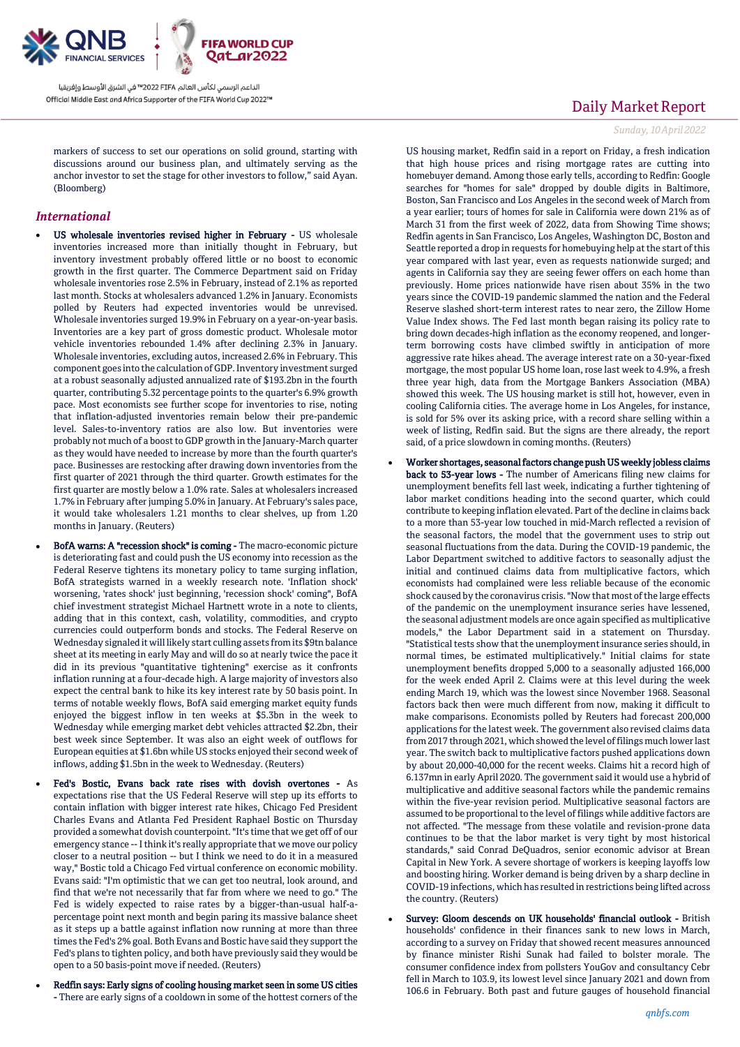markers of success to set our operations on solid ground, starting with discussions around our business plan, and ultimately serving as the anchor investor to set the stage for other investors to follow," said Ayan. (Bloomberg)

## *International*

- **US wholesale inventories revised higher in February -** US wholesale inventories increased more than initially thought in February, but inventory investment probably offered little or no boost to economic growth in the first quarter. The Commerce Department said on Friday wholesale inventories rose 2.5% in February, instead of 2.1% as reported last month. Stocks at wholesalers advanced 1.2% in January. Economists polled by Reuters had expected inventories would be unrevised. Wholesale inventories surged 19.9% in February on a year-on-year basis. Inventories are a key part of gross domestic product. Wholesale motor vehicle inventories rebounded 1.4% after declining 2.3% in January. Wholesale inventories, excluding autos, increased 2.6% in February. This component goes into the calculation of GDP. Inventory investment surged at a robust seasonally adjusted annualized rate of $193.2bn in the fourth quarter, contributing 5.32 percentage points to the quarter's 6.9% growth pace. Most economists see further scope for inventories to rise, noting that inflation-adjusted inventories remain below their pre-pandemic level. Sales-to-inventory ratios are also low. But inventories were probably not much of a boost to GDP growth in the January-March quarter as they would have needed to increase by more than the fourth quarter's pace. Businesses are restocking after drawing down inventories from the first quarter of 2021 through the third quarter. Growth estimates for the first quarter are mostly below a 1.0% rate. Sales at wholesalers increased 1.7% in February after jumping 5.0% in January. At February's sales pace, it would take wholesalers 1.21 months to clear shelves, up from 1.20 months in January. (Reuters)

- **BofA warns: A "recession shock" is coming -** The macro-economic picture is deteriorating fast and could push the US economy into recession as the Federal Reserve tightens its monetary policy to tame surging inflation, BofA strategists warned in a weekly research note. 'Inflation shock' worsening, 'rates shock' just beginning, 'recession shock' coming", BofA chief investment strategist Michael Hartnett wrote in a note to clients, adding that in this context, cash, volatility, commodities, and crypto currencies could outperform bonds and stocks. The Federal Reserve on Wednesday signaled it will likely start culling assets from its $9tn balance sheet at its meeting in early May and will do so at nearly twice the pace it did in its previous "quantitative tightening" exercise as it confronts inflation running at a four-decade high. A large majority of investors also expect the central bank to hike its key interest rate by 50 basis point. In terms of notable weekly flows, BofA said emerging market equity funds enjoyed the biggest inflow in ten weeks at $5.3bn in the week to Wednesday while emerging market debt vehicles attracted $2.2bn, their best week since September. It was also an eight week of outflows for European equities at $1.6bn while US stocks enjoyed their second week of inflows, adding $1.5bn in the week to Wednesday. (Reuters)

- **Fed's Bostic, Evans back rate rises with dovish overtones -** As expectations rise that the US Federal Reserve will step up its efforts to contain inflation with bigger interest rate hikes, Chicago Fed President Charles Evans and Atlanta Fed President Raphael Bostic on Thursday provided a somewhat dovish counterpoint. "It's time that we get off of our emergency stance -- I think it's really appropriate that we move our policy closer to a neutral position -- but I think we need to do it in a measured way," Bostic told a Chicago Fed virtual conference on economic mobility. Evans said: "I'm optimistic that we can get too neutral, look around, and find that we're not necessarily that far from where we need to go." The Fed is widely expected to raise rates by a bigger-than-usual half-a-percentage point next month and begin paring its massive balance sheet as it steps up a battle against inflation now running at more than three times the Fed's 2% goal. Both Evans and Bostic have said they support the Fed's plans to tighten policy, and both have previously said they would be open to a 50 basis-point move if needed. (Reuters)

- **Redfin says: Early signs of cooling housing market seen in some US cities -** There are early signs of a cooldown in some of the hottest corners of the US housing market, Redfin said in a report on Friday, a fresh indication that high house prices and rising mortgage rates are cutting into homebuyer demand. Among those early tells, according to Redfin: Google searches for "homes for sale" dropped by double digits in Baltimore, Boston, San Francisco and Los Angeles in the second week of March from a year earlier; tours of homes for sale in California were down 21% as of March 31 from the first week of 2022, data from Showing Time shows; Redfin agents in San Francisco, Los Angeles, Washington DC, Boston and Seattle reported a drop in requests for homebuying help at the start of this year compared with last year, even as requests nationwide surged; and agents in California say they are seeing fewer offers on each home than previously. Home prices nationwide have risen about 35% in the two years since the COVID-19 pandemic slammed the nation and the Federal Reserve slashed short-term interest rates to near zero, the Zillow Home Value Index shows. The Fed last month began raising its policy rate to bring down decades-high inflation as the economy reopened, and longer-term borrowing costs have climbed swiftly in anticipation of more aggressive rate hikes ahead. The average interest rate on a 30-year-fixed mortgage, the most popular US home loan, rose last week to 4.9%, a fresh three year high, data from the Mortgage Bankers Association (MBA) showed this week. The US housing market is still hot, however, even in cooling California cities. The average home in Los Angeles, for instance, is sold for 5% over its asking price, with a record share selling within a week of listing, Redfin said. But the signs are there already, the report said, of a price slowdown in coming months. (Reuters)

- **Worker shortages, seasonal factors change push US weekly jobless claims back to 53-year lows -** The number of Americans filing new claims for unemployment benefits fell last week, indicating a further tightening of labor market conditions heading into the second quarter, which could contribute to keeping inflation elevated. Part of the decline in claims back to a more than 53-year low touched in mid-March reflected a revision of the seasonal factors, the model that the government uses to strip out seasonal fluctuations from the data. During the COVID-19 pandemic, the Labor Department switched to additive factors to seasonally adjust the initial and continued claims data from multiplicative factors, which economists had complained were less reliable because of the economic shock caused by the coronavirus crisis. "Now that most of the large effects of the pandemic on the unemployment insurance series have lessened, the seasonal adjustment models are once again specified as multiplicative models," the Labor Department said in a statement on Thursday. "Statistical tests show that the unemployment insurance series should, in normal times, be estimated multiplicatively." Initial claims for state unemployment benefits dropped 5,000 to a seasonally adjusted 166,000 for the week ended April 2. Claims were at this level during the week ending March 19, which was the lowest since November 1968. Seasonal factors back then were much different from now, making it difficult to make comparisons. Economists polled by Reuters had forecast 200,000 applications for the latest week. The government also revised claims data from 2017 through 2021, which showed the level of filings much lower last year. The switch back to multiplicative factors pushed applications down by about 20,000-40,000 for the recent weeks. Claims hit a record high of 6.137mn in early April 2020. The government said it would use a hybrid of multiplicative and additive seasonal factors while the pandemic remains within the five-year revision period. Multiplicative seasonal factors are assumed to be proportional to the level of filings while additive factors are not affected. "The message from these volatile and revision-prone data continues to be that the labor market is very tight by most historical standards," said Conrad DeQuadros, senior economic advisor at Brean Capital in New York. A severe shortage of workers is keeping layoffs low and boosting hiring. Worker demand is being driven by a sharp decline in COVID-19 infections, which has resulted in restrictions being lifted across the country. (Reuters)

- **Survey: Gloom descends on UK households' financial outlook -** British households' confidence in their finances sank to new lows in March, according to a survey on Friday that showed recent measures announced by finance minister Rishi Sunak had failed to bolster morale. The consumer confidence index from pollsters YouGov and consultancy Cebr fell in March to 103.9, its lowest level since January 2021 and down from 106.6 in February. Both past and future gauges of household financial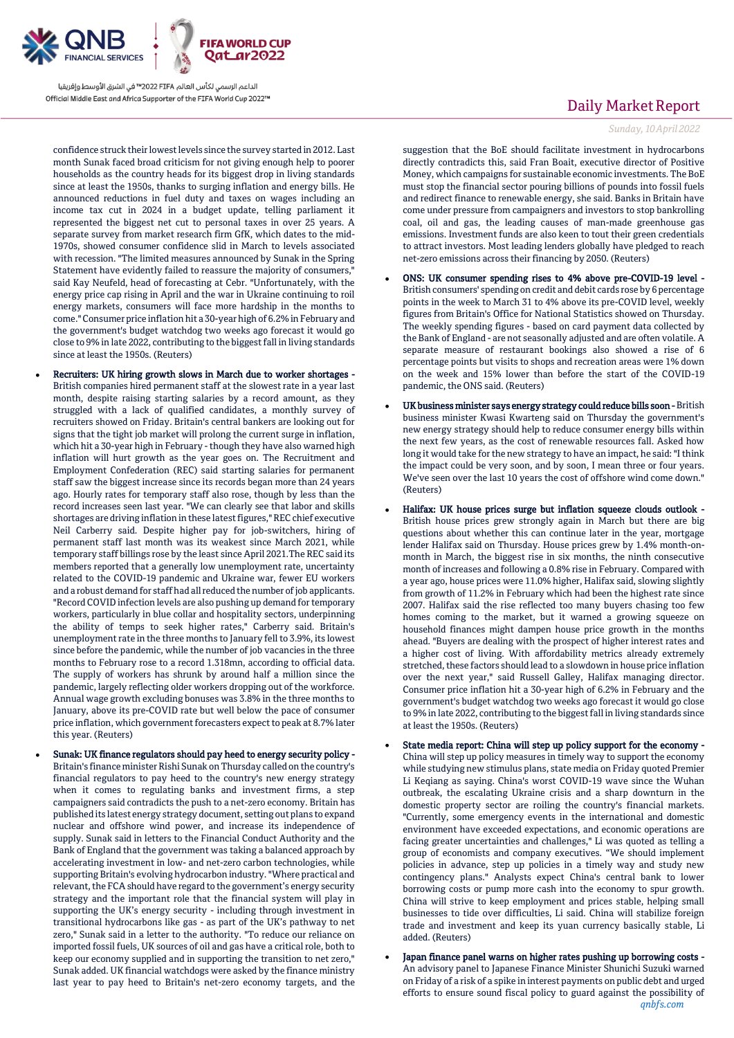confidence struck their lowest levels since the survey started in 2012. Last month Sunak faced broad criticism for not giving enough help to poorer households as the country heads for its biggest drop in living standards since at least the 1950s, thanks to surging inflation and energy bills. He announced reductions in fuel duty and taxes on wages including an income tax cut in 2024 in a budget update, telling parliament it represented the biggest net cut to personal taxes in over 25 years. A separate survey from market research firm GfK, which dates to the mid-1970s, showed consumer confidence slid in March to levels associated with recession. "The limited measures announced by Sunak in the Spring Statement have evidently failed to reassure the majority of consumers," said Kay Neufeld, head of forecasting at Cebr. "Unfortunately, with the energy price cap rising in April and the war in Ukraine continuing to roil energy markets, consumers will face more hardship in the months to come." Consumer price inflation hit a 30-year high of 6.2% in February and the government's budget watchdog two weeks ago forecast it would go close to 9% in late 2022, contributing to the biggest fall in living standards since at least the 1950s. (Reuters)

- **Recruiters: UK hiring growth slows in March due to worker shortages -** British companies hired permanent staff at the slowest rate in a year last month, despite raising starting salaries by a record amount, as they struggled with a lack of qualified candidates, a monthly survey of recruiters showed on Friday. Britain's central bankers are looking out for signs that the tight job market will prolong the current surge in inflation, which hit a 30-year high in February - though they have also warned high inflation will hurt growth as the year goes on. The Recruitment and Employment Confederation (REC) said starting salaries for permanent staff saw the biggest increase since its records began more than 24 years ago. Hourly rates for temporary staff also rose, though by less than the record increases seen last year. "We can clearly see that labor and skills shortages are driving inflation in these latest figures," REC chief executive Neil Carberry said. Despite higher pay for job-switchers, hiring of permanent staff last month was its weakest since March 2021, while temporary staff billings rose by the least since April 2021. The REC said its members reported that a generally low unemployment rate, uncertainty related to the COVID-19 pandemic and Ukraine war, fewer EU workers and a robust demand for staff had all reduced the number of job applicants. "Record COVID infection levels are also pushing up demand for temporary workers, particularly in blue collar and hospitality sectors, underpinning the ability of temps to seek higher rates," Carberry said. Britain's unemployment rate in the three months to January fell to 3.9%, its lowest since before the pandemic, while the number of job vacancies in the three months to February rose to a record 1.318mn, according to official data. The supply of workers has shrunk by around half a million since the pandemic, largely reflecting older workers dropping out of the workforce. Annual wage growth excluding bonuses was 3.8% in the three months to January, above its pre-COVID rate but well below the pace of consumer price inflation, which government forecasters expect to peak at 8.7% later this year. (Reuters)
- **Sunak: UK finance regulators should pay heed to energy security policy -** Britain's finance minister Rishi Sunak on Thursday called on the country's financial regulators to pay heed to the country's new energy strategy when it comes to regulating banks and investment firms, a step campaigners said contradicts the push to a net-zero economy. Britain has published its latest energy strategy document, setting out plans to expand nuclear and offshore wind power, and increase its independence of supply. Sunak said in letters to the Financial Conduct Authority and the Bank of England that the government was taking a balanced approach by accelerating investment in low- and net-zero carbon technologies, while supporting Britain's evolving hydrocarbon industry. "Where practical and relevant, the FCA should have regard to the government's energy security strategy and the important role that the financial system will play in supporting the UK's energy security - including through investment in transitional hydrocarbons like gas - as part of the UK's pathway to net zero," Sunak said in a letter to the authority. "To reduce our reliance on imported fossil fuels, UK sources of oil and gas have a critical role, both to keep our economy supplied and in supporting the transition to net zero," Sunak added. UK financial watchdogs were asked by the finance ministry last year to pay heed to Britain's net-zero economy targets, and the suggestion that the BoE should facilitate investment in hydrocarbons directly contradicts this, said Fran Boait, executive director of Positive Money, which campaigns for sustainable economic investments. The BoE must stop the financial sector pouring billions of pounds into fossil fuels and redirect finance to renewable energy, she said. Banks in Britain have come under pressure from campaigners and investors to stop bankrolling coal, oil and gas, the leading causes of man-made greenhouse gas emissions. Investment funds are also keen to tout their green credentials to attract investors. Most leading lenders globally have pledged to reach net-zero emissions across their financing by 2050. (Reuters)
- **ONS: UK consumer spending rises to 4% above pre-COVID-19 level -** British consumers' spending on credit and debit cards rose by 6 percentage points in the week to March 31 to 4% above its pre-COVID level, weekly figures from Britain's Office for National Statistics showed on Thursday. The weekly spending figures - based on card payment data collected by the Bank of England - are not seasonally adjusted and are often volatile. A separate measure of restaurant bookings also showed a rise of 6 percentage points but visits to shops and recreation areas were 1% down on the week and 15% lower than before the start of the COVID-19 pandemic, the ONS said. (Reuters)
- **UK business minister says energy strategy could reduce bills soon -** British business minister Kwasi Kwarteng said on Thursday the government's new energy strategy should help to reduce consumer energy bills within the next few years, as the cost of renewable resources fall. Asked how long it would take for the new strategy to have an impact, he said: "I think the impact could be very soon, and by soon, I mean three or four years. We've seen over the last 10 years the cost of offshore wind come down." (Reuters)
- **Halifax: UK house prices surge but inflation squeeze clouds outlook -** British house prices grew strongly again in March but there are big questions about whether this can continue later in the year, mortgage lender Halifax said on Thursday. House prices grew by 1.4% month-on-month in March, the biggest rise in six months, the ninth consecutive month of increases and following a 0.8% rise in February. Compared with a year ago, house prices were 11.0% higher, Halifax said, slowing slightly from growth of 11.2% in February which had been the highest rate since 2007. Halifax said the rise reflected too many buyers chasing too few homes coming to the market, but it warned a growing squeeze on household finances might dampen house price growth in the months ahead. "Buyers are dealing with the prospect of higher interest rates and a higher cost of living. With affordability metrics already extremely stretched, these factors should lead to a slowdown in house price inflation over the next year," said Russell Galley, Halifax managing director. Consumer price inflation hit a 30-year high of 6.2% in February and the government's budget watchdog two weeks ago forecast it would go close to 9% in late 2022, contributing to the biggest fall in living standards since at least the 1950s. (Reuters)
- **State media report: China will step up policy support for the economy -** China will step up policy measures in timely way to support the economy while studying new stimulus plans, state media on Friday quoted Premier Li Keqiang as saying. China's worst COVID-19 wave since the Wuhan outbreak, the escalating Ukraine crisis and a sharp downturn in the domestic property sector are roiling the country's financial markets. "Currently, some emergency events in the international and domestic environment have exceeded expectations, and economic operations are facing greater uncertainties and challenges," Li was quoted as telling a group of economists and company executives. "We should implement policies in advance, step up policies in a timely way and study new contingency plans." Analysts expect China's central bank to lower borrowing costs or pump more cash into the economy to spur growth. China will strive to keep employment and prices stable, helping small businesses to tide over difficulties, Li said. China will stabilize foreign trade and investment and keep its yuan currency basically stable, Li added. (Reuters)
- **Japan finance panel warns on higher rates pushing up borrowing costs -** An advisory panel to Japanese Finance Minister Shunichi Suzuki warned on Friday of a risk of a spike in interest payments on public debt and urged efforts to ensure sound fiscal policy to guard against the possibility of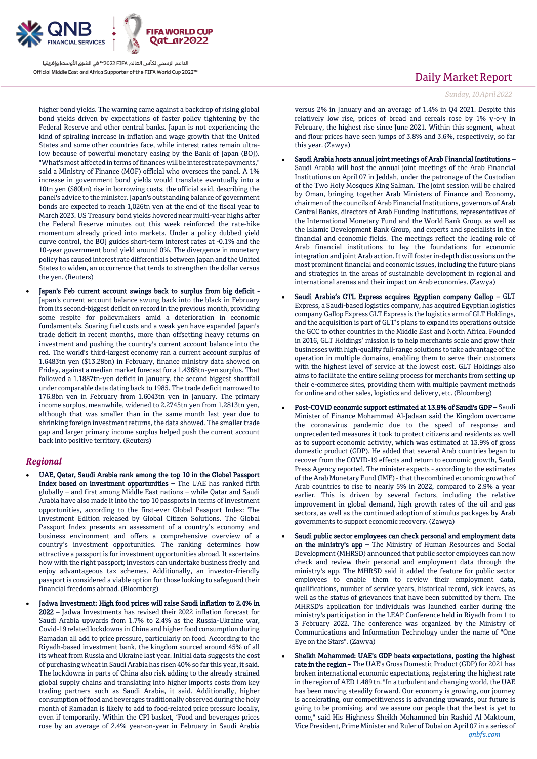higher bond yields. The warning came against a backdrop of rising global bond yields driven by expectations of faster policy tightening by the Federal Reserve and other central banks. Japan is not experiencing the kind of spiraling increase in inflation and wage growth that the United States and some other countries face, while interest rates remain ultra-low because of powerful monetary easing by the Bank of Japan (BOJ). "What's most affected in terms of finances will be interest rate payments," said a Ministry of Finance (MOF) official who oversees the panel. A 1% increase in government bond yields would translate eventually into a 10tn yen ($80bn) rise in borrowing costs, the official said, describing the panel's advice to the minister. Japan's outstanding balance of government bonds are expected to reach 1,026tn yen at the end of the fiscal year to March 2023. US Treasury bond yields hovered near multi-year highs after the Federal Reserve minutes out this week reinforced the rate-hike momentum already priced into markets. Under a policy dubbed yield curve control, the BOJ guides short-term interest rates at -0.1% and the 10-year government bond yield around 0%. The divergence in monetary policy has caused interest rate differentials between Japan and the United States to widen, an occurrence that tends to strengthen the dollar versus the yen. (Reuters)

- **Japan's Feb current account swings back to surplus from big deficit -** Japan's current account balance swung back into the black in February from its second-biggest deficit on record in the previous month, providing some respite for policymakers amid a deterioration in economic fundamentals. Soaring fuel costs and a weak yen have expanded Japan's trade deficit in recent months, more than offsetting heavy returns on investment and pushing the country's current account balance into the red. The world's third-largest economy ran a current account surplus of 1.6483tn yen ($13.28bn) in February, finance ministry data showed on Friday, against a median market forecast for a 1.4368tn-yen surplus. That followed a 1.1887tn-yen deficit in January, the second biggest shortfall under comparable data dating back to 1985. The trade deficit narrowed to 176.8bn yen in February from 1.6043tn yen in January. The primary income surplus, meanwhile, widened to 2.2745tn yen from 1.2813tn yen, although that was smaller than in the same month last year due to shrinking foreign investment returns, the data showed. The smaller trade gap and larger primary income surplus helped push the current account back into positive territory. (Reuters)

## *Regional*

- **UAE, Qatar, Saudi Arabia rank among the top 10 in the Global Passport Index based on investment opportunities –** The UAE has ranked fifth globally – and first among Middle East nations – while Qatar and Saudi Arabia have also made it into the top 10 passports in terms of investment opportunities, according to the first-ever Global Passport Index: The Investment Edition released by Global Citizen Solutions. The Global Passport Index presents an assessment of a country's economy and business environment and offers a comprehensive overview of a country's investment opportunities. The ranking determines how attractive a passport is for investment opportunities abroad. It ascertains how with the right passport; investors can undertake business freely and enjoy advantageous tax schemes. Additionally, an investor-friendly passport is considered a viable option for those looking to safeguard their financial freedoms abroad. (Bloomberg)

- **Jadwa Investment: High food prices will raise Saudi inflation to 2.4% in 2022 –** Jadwa Investments has revised their 2022 inflation forecast for Saudi Arabia upwards from 1.7% to 2.4% as the Russia-Ukraine war, Covid-19 related lockdowns in China and higher food consumption during Ramadan all add to price pressure, particularly on food. According to the Riyadh-based investment bank, the kingdom sourced around 45% of all its wheat from Russia and Ukraine last year. Initial data suggests the cost of purchasing wheat in Saudi Arabia has risen 40% so far this year, it said. The lockdowns in parts of China also risk adding to the already strained global supply chains and translating into higher imports costs from key trading partners such as Saudi Arabia, it said. Additionally, higher consumption of food and beverages traditionally observed during the holy month of Ramadan is likely to add to food-related price pressure locally, even if temporarily. Within the CPI basket, 'Food and beverages prices rose by an average of 2.4% year-on-year in February in Saudi Arabia versus 2% in January and an average of 1.4% in Q4 2021. Despite this relatively low rise, prices of bread and cereals rose by 1% y-o-y in February, the highest rise since June 2021. Within this segment, wheat and flour prices have seen jumps of 3.8% and 3.6%, respectively, so far this year. (Zawya)

- **Saudi Arabia hosts annual joint meetings of Arab Financial Institutions –** Saudi Arabia will host the annual joint meetings of the Arab Financial Institutions on April 07 in Jeddah, under the patronage of the Custodian of the Two Holy Mosques King Salman. The joint session will be chaired by Oman, bringing together Arab Ministers of Finance and Economy, chairmen of the councils of Arab Financial Institutions, governors of Arab Central Banks, directors of Arab Funding Institutions, representatives of the International Monetary Fund and the World Bank Group, as well as the Islamic Development Bank Group, and experts and specialists in the financial and economic fields. The meetings reflect the leading role of Arab financial institutions to lay the foundations for economic integration and joint Arab action. It will foster in-depth discussions on the most prominent financial and economic issues, including the future plans and strategies in the areas of sustainable development in regional and international arenas and their impact on Arab economies. (Zawya)

- **Saudi Arabia's GTL Express acquires Egyptian company Gallop –** GLT Express, a Saudi-based logistics company, has acquired Egyptian logistics company Gallop Express GLT Express is the logistics arm of GLT Holdings, and the acquisition is part of GLT's plans to expand its operations outside the GCC to other countries in the Middle East and North Africa. Founded in 2016, GLT Holdings' mission is to help merchants scale and grow their businesses with high-quality full-range solutions to take advantage of the operation in multiple domains, enabling them to serve their customers with the highest level of service at the lowest cost. GLT Holdings also aims to facilitate the entire selling process for merchants from setting up their e-commerce sites, providing them with multiple payment methods for online and other sales, logistics and delivery, etc. (Bloomberg)

- **Post-COVID economic support estimated at 13.9% of Saudi's GDP –** Saudi Minister of Finance Mohammad Al-Jadaan said the Kingdom overcame the coronavirus pandemic due to the speed of response and unprecedented measures it took to protect citizens and residents as well as to support economic activity, which was estimated at 13.9% of gross domestic product (GDP). He added that several Arab countries began to recover from the COVID-19 effects and return to economic growth, Saudi Press Agency reported. The minister expects - according to the estimates of the Arab Monetary Fund (IMF) - that the combined economic growth of Arab countries to rise to nearly 5% in 2022, compared to 2.9% a year earlier. This is driven by several factors, including the relative improvement in global demand, high growth rates of the oil and gas sectors, as well as the continued adoption of stimulus packages by Arab governments to support economic recovery. (Zawya)

- **Saudi public sector employees can check personal and employment data on the ministry's app –** The Ministry of Human Resources and Social Development (MHRSD) announced that public sector employees can now check and review their personal and employment data through the ministry's app. The MHRSD said it added the feature for public sector employees to enable them to review their employment data, qualifications, number of service years, historical record, sick leaves, as well as the status of grievances that have been submitted by them. The MHRSD's application for individuals was launched earlier during the ministry's participation in the LEAP Conference held in Riyadh from 1 to 3 February 2022. The conference was organized by the Ministry of Communications and Information Technology under the name of "One Eye on the Stars". (Zawya)

- **Sheikh Mohammed: UAE's GDP beats expectations, posting the highest rate in the region –** The UAE's Gross Domestic Product (GDP) for 2021 has broken international economic expectations, registering the highest rate in the region of AED 1.489 tn. "In a turbulent and changing world, the UAE has been moving steadily forward. Our economy is growing, our journey is accelerating, our competitiveness is advancing upwards, our future is going to be promising, and we assure our people that the best is yet to come," said His Highness Sheikh Mohammed bin Rashid Al Maktoum, Vice President, Prime Minister and Ruler of Dubai on April 07 in a series of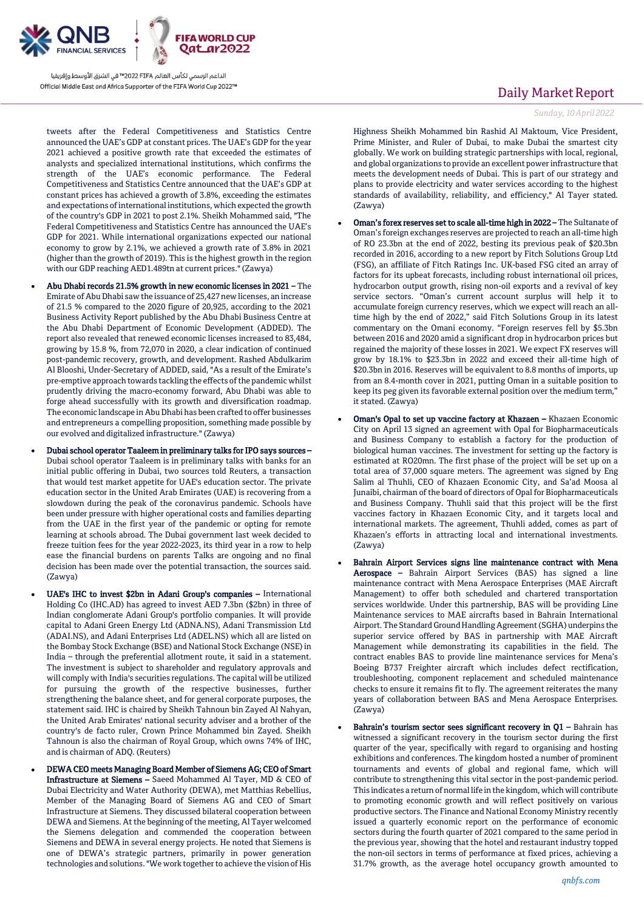tweets after the Federal Competitiveness and Statistics Centre announced the UAE's GDP at constant prices. The UAE's GDP for the year 2021 achieved a positive growth rate that exceeded the estimates of analysts and specialized international institutions, which confirms the strength of the UAE's economic performance. The Federal Competitiveness and Statistics Centre announced that the UAE's GDP at constant prices has achieved a growth of 3.8%, exceeding the estimates and expectations of international institutions, which expected the growth of the country's GDP in 2021 to post 2.1%. Sheikh Mohammed said, "The Federal Competitiveness and Statistics Centre has announced the UAE's GDP for 2021. While international organizations expected our national economy to grow by 2.1%, we achieved a growth rate of 3.8% in 2021 (higher than the growth of 2019). This is the highest growth in the region with our GDP reaching AED1.489tn at current prices." (Zawya)

- **Abu Dhabi records 21.5% growth in new economic licenses in 2021 –** The Emirate of Abu Dhabi saw the issuance of 25,427 new licenses, an increase of 21.5 % compared to the 2020 figure of 20,925, according to the 2021 Business Activity Report published by the Abu Dhabi Business Centre at the Abu Dhabi Department of Economic Development (ADDED). The report also revealed that renewed economic licenses increased to 83,484, growing by 15.8 %, from 72,070 in 2020, a clear indication of continued post-pandemic recovery, growth, and development. Rashed Abdulkarim Al Blooshi, Under-Secretary of ADDED, said, "As a result of the Emirate's pre-emptive approach towards tackling the effects of the pandemic whilst prudently driving the macro-economy forward, Abu Dhabi was able to forge ahead successfully with its growth and diversification roadmap. The economic landscape in Abu Dhabi has been crafted to offer businesses and entrepreneurs a compelling proposition, something made possible by our evolved and digitalized infrastructure." (Zawya)

- **Dubai school operator Taaleem in preliminary talks for IPO says sources –** Dubai school operator Taaleem is in preliminary talks with banks for an initial public offering in Dubai, two sources told Reuters, a transaction that would test market appetite for UAE's education sector. The private education sector in the United Arab Emirates (UAE) is recovering from a slowdown during the peak of the coronavirus pandemic. Schools have been under pressure with higher operational costs and families departing from the UAE in the first year of the pandemic or opting for remote learning at schools abroad. The Dubai government last week decided to freeze tuition fees for the year 2022-2023, its third year in a row to help ease the financial burdens on parents Talks are ongoing and no final decision has been made over the potential transaction, the sources said. (Zawya)

- **UAE's IHC to invest $2bn in Adani Group's companies –** International Holding Co (IHC.AD) has agreed to invest AED 7.3bn ($2bn) in three of Indian conglomerate Adani Group's portfolio companies. It will provide capital to Adani Green Energy Ltd (ADNA.NS), Adani Transmission Ltd (ADAI.NS), and Adani Enterprises Ltd (ADEL.NS) which all are listed on the Bombay Stock Exchange (BSE) and National Stock Exchange (NSE) in India – through the preferential allotment route, it said in a statement. The investment is subject to shareholder and regulatory approvals and will comply with India's securities regulations. The capital will be utilized for pursuing the growth of the respective businesses, further strengthening the balance sheet, and for general corporate purposes, the statement said. IHC is chaired by Sheikh Tahnoun bin Zayed Al Nahyan, the United Arab Emirates' national security adviser and a brother of the country's de facto ruler, Crown Prince Mohammed bin Zayed. Sheikh Tahnoun is also the chairman of Royal Group, which owns 74% of IHC, and is chairman of ADQ. (Reuters)

- **DEWA CEO meets Managing Board Member of Siemens AG; CEO of Smart Infrastructure at Siemens –** Saeed Mohammed Al Tayer, MD & CEO of Dubai Electricity and Water Authority (DEWA), met Matthias Rebellius, Member of the Managing Board of Siemens AG and CEO of Smart Infrastructure at Siemens. They discussed bilateral cooperation between DEWA and Siemens. At the beginning of the meeting, Al Tayer welcomed the Siemens delegation and commended the cooperation between Siemens and DEWA in several energy projects. He noted that Siemens is one of DEWA's strategic partners, primarily in power generation technologies and solutions. "We work together to achieve the vision of His Highness Sheikh Mohammed bin Rashid Al Maktoum, Vice President, Prime Minister, and Ruler of Dubai, to make Dubai the smartest city globally. We work on building strategic partnerships with local, regional, and global organizations to provide an excellent power infrastructure that meets the development needs of Dubai. This is part of our strategy and plans to provide electricity and water services according to the highest standards of availability, reliability, and efficiency," Al Tayer stated. (Zawya)

- **Oman's forex reserves set to scale all-time high in 2022 –** The Sultanate of Oman's foreign exchanges reserves are projected to reach an all-time high of RO 23.3bn at the end of 2022, besting its previous peak of $20.3bn recorded in 2016, according to a new report by Fitch Solutions Group Ltd (FSG), an affiliate of Fitch Ratings Inc. UK-based FSG cited an array of factors for its upbeat forecasts, including robust international oil prices, hydrocarbon output growth, rising non-oil exports and a revival of key service sectors. "Oman's current account surplus will help it to accumulate foreign currency reserves, which we expect will reach an all-time high by the end of 2022," said Fitch Solutions Group in its latest commentary on the Omani economy. "Foreign reserves fell by $5.3bn between 2016 and 2020 amid a significant drop in hydrocarbon prices but regained the majority of these losses in 2021. We expect FX reserves will grow by 18.1% to $23.3bn in 2022 and exceed their all-time high of $20.3bn in 2016. Reserves will be equivalent to 8.8 months of imports, up from an 8.4-month cover in 2021, putting Oman in a suitable position to keep its peg given its favorable external position over the medium term," it stated. (Zawya)

- **Oman's Opal to set up vaccine factory at Khazaen –** Khazaen Economic City on April 13 signed an agreement with Opal for Biopharmaceuticals and Business Company to establish a factory for the production of biological human vaccines. The investment for setting up the factory is estimated at RO20mn. The first phase of the project will be set up on a total area of 37,000 square meters. The agreement was signed by Eng Salim al Thuhli, CEO of Khazaen Economic City, and Sa'ad Moosa al Junaibi, chairman of the board of directors of Opal for Biopharmaceuticals and Business Company. Thuhli said that this project will be the first vaccines factory in Khazaen Economic City, and it targets local and international markets. The agreement, Thuhli added, comes as part of Khazaen's efforts in attracting local and international investments. (Zawya)

- **Bahrain Airport Services signs line maintenance contract with Mena Aerospace –** Bahrain Airport Services (BAS) has signed a line maintenance contract with Mena Aerospace Enterprises (MAE Aircraft Management) to offer both scheduled and chartered transportation services worldwide. Under this partnership, BAS will be providing Line Maintenance services to MAE aircrafts based in Bahrain International Airport. The Standard Ground Handling Agreement (SGHA) underpins the superior service offered by BAS in partnership with MAE Aircraft Management while demonstrating its capabilities in the field. The contract enables BAS to provide line maintenance services for Mena's Boeing B737 Freighter aircraft which includes defect rectification, troubleshooting, component replacement and scheduled maintenance checks to ensure it remains fit to fly. The agreement reiterates the many years of collaboration between BAS and Mena Aerospace Enterprises. (Zawya)

- **Bahrain's tourism sector sees significant recovery in Q1 –** Bahrain has witnessed a significant recovery in the tourism sector during the first quarter of the year, specifically with regard to organising and hosting exhibitions and conferences. The kingdom hosted a number of prominent tournaments and events of global and regional fame, which will contribute to strengthening this vital sector in the post-pandemic period. This indicates a return of normal life in the kingdom, which will contribute to promoting economic growth and will reflect positively on various productive sectors. The Finance and National Economy Ministry recently issued a quarterly economic report on the performance of economic sectors during the fourth quarter of 2021 compared to the same period in the previous year, showing that the hotel and restaurant industry topped the non-oil sectors in terms of performance at fixed prices, achieving a 31.7% growth, as the average hotel occupancy growth amounted to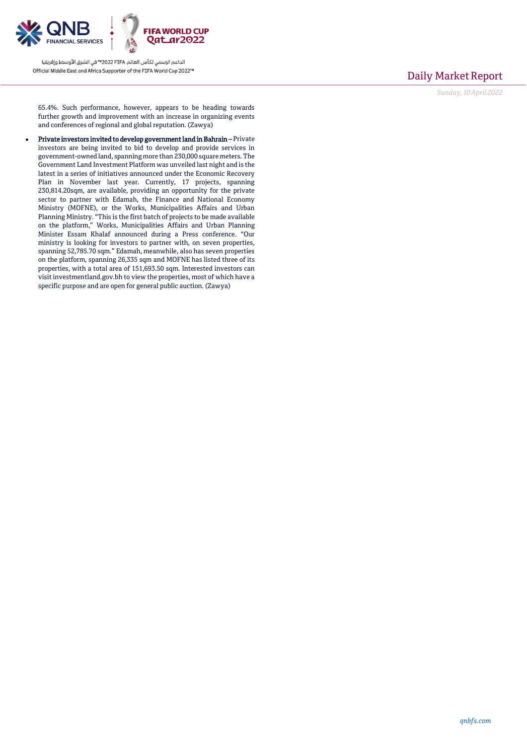65.4%. Such performance, however, appears to be heading towards further growth and improvement with an increase in organizing events and conferences of regional and global reputation. (Zawya)

- **Private investors invited to develop government land in Bahrain –** Private investors are being invited to bid to develop and provide services in government-owned land, spanning more than 230,000 square meters. The Government Land Investment Platform was unveiled last night and is the latest in a series of initiatives announced under the Economic Recovery Plan in November last year. Currently, 17 projects, spanning 230,814.20sqm, are available, providing an opportunity for the private sector to partner with Edamah, the Finance and National Economy Ministry (MOFNE), or the Works, Municipalities Affairs and Urban Planning Ministry. "This is the first batch of projects to be made available on the platform," Works, Municipalities Affairs and Urban Planning Minister Essam Khalaf announced during a Press conference. "Our ministry is looking for investors to partner with, on seven properties, spanning 52,785.70 sqm." Edamah, meanwhile, also has seven properties on the platform, spanning 26,335 sqm and MOFNE has listed three of its properties, with a total area of 151,693.50 sqm. Interested investors can visit investmentland.gov.bh to view the properties, most of which have a specific purpose and are open for general public auction. (Zawya)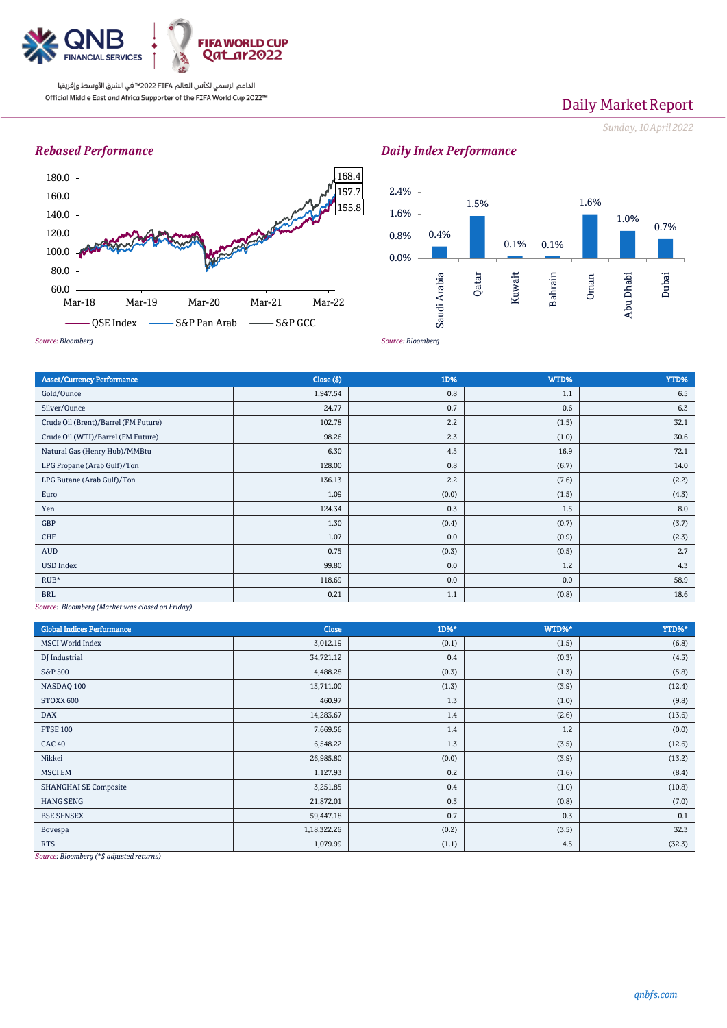QNB FINANCIAL SERVICES

FIFA WORLD CUP Qatar2022

الداعم الرسمي لكأس العالم FIFA 2022™ في الشرق الأوسط وإفريقيا
Official Middle East and Africa Supporter of the FIFA World Cup 2022™

# Daily Market Report

*Sunday, 10 April 2022*

## Rebased Performance

Mar-18, Mar-19, Mar-20, Mar-21, Mar-22

180.0, 160.0, 140.0, 120.0, 100.0, 80.0, 60.0

168.4
157.7
155.8

QSE Index — S&P Pan Arab — S&P GCC

*Source: Bloomberg*

## Daily Index Performance

| Saudi Arabia | Qatar | Kuwait | Bahrain | Oman | Abu Dhabi | Dubai |
|---|---|---|---|---|---|---|
| 0.4% | 1.5% | 0.1% | 0.1% | 1.6% | 1.0% | 0.7% |

*Source: Bloomberg*

| Asset/Currency Performance | Close ($) | 1D% | WTD% | YTD% |
|---|---|---|---|---|
| Gold/Ounce | 1,947.54 | 0.8 | 1.1 | 6.5 |
| Silver/Ounce | 24.77 | 0.7 | 0.6 | 6.3 |
| Crude Oil (Brent)/Barrel (FM Future) | 102.78 | 2.2 | (1.5) | 32.1 |
| Crude Oil (WTI)/Barrel (FM Future) | 98.26 | 2.3 | (1.0) | 30.6 |
| Natural Gas (Henry Hub)/MMBtu | 6.30 | 4.5 | 16.9 | 72.1 |
| LPG Propane (Arab Gulf)/Ton | 128.00 | 0.8 | (6.7) | 14.0 |
| LPG Butane (Arab Gulf)/Ton | 136.13 | 2.2 | (7.6) | (2.2) |
| Euro | 1.09 | (0.0) | (1.5) | (4.3) |
| Yen | 124.34 | 0.3 | 1.5 | 8.0 |
| GBP | 1.30 | (0.4) | (0.7) | (3.7) |
| CHF | 1.07 | 0.0 | (0.9) | (2.3) |
| AUD | 0.75 | (0.3) | (0.5) | 2.7 |
| USD Index | 99.80 | 0.0 | 1.2 | 4.3 |
| RUB* | 118.69 | 0.0 | 0.0 | 58.9 |
| BRL | 0.21 | 1.1 | (0.8) | 18.6 |

*Source: Bloomberg (Market was closed on Friday)*

| Global Indices Performance | Close | 1D%* | WTD%* | YTD%* |
|---|---|---|---|---|
| MSCI World Index | 3,012.19 | (0.1) | (1.5) | (6.8) |
| DJ Industrial | 34,721.12 | 0.4 | (0.3) | (4.5) |
| S&P 500 | 4,488.28 | (0.3) | (1.3) | (5.8) |
| NASDAQ 100 | 13,711.00 | (1.3) | (3.9) | (12.4) |
| STOXX 600 | 460.97 | 1.3 | (1.0) | (9.8) |
| DAX | 14,283.67 | 1.4 | (2.6) | (13.6) |
| FTSE 100 | 7,669.56 | 1.4 | 1.2 | (0.0) |
| CAC 40 | 6,548.22 | 1.3 | (3.5) | (12.6) |
| Nikkei | 26,985.80 | (0.0) | (3.9) | (13.2) |
| MSCI EM | 1,127.93 | 0.2 | (1.6) | (8.4) |
| SHANGHAI SE Composite | 3,251.85 | 0.4 | (1.0) | (10.8) |
| HANG SENG | 21,872.01 | 0.3 | (0.8) | (7.0) |
| BSE SENSEX | 59,447.18 | 0.7 | 0.3 | 0.1 |
| Bovespa | 1,18,322.26 | (0.2) | (3.5) | 32.3 |
| RTS | 1,079.99 | (1.1) | 4.5 | (32.3) |

*Source: Bloomberg (*$ adjusted returns)*

*qnbfs.com*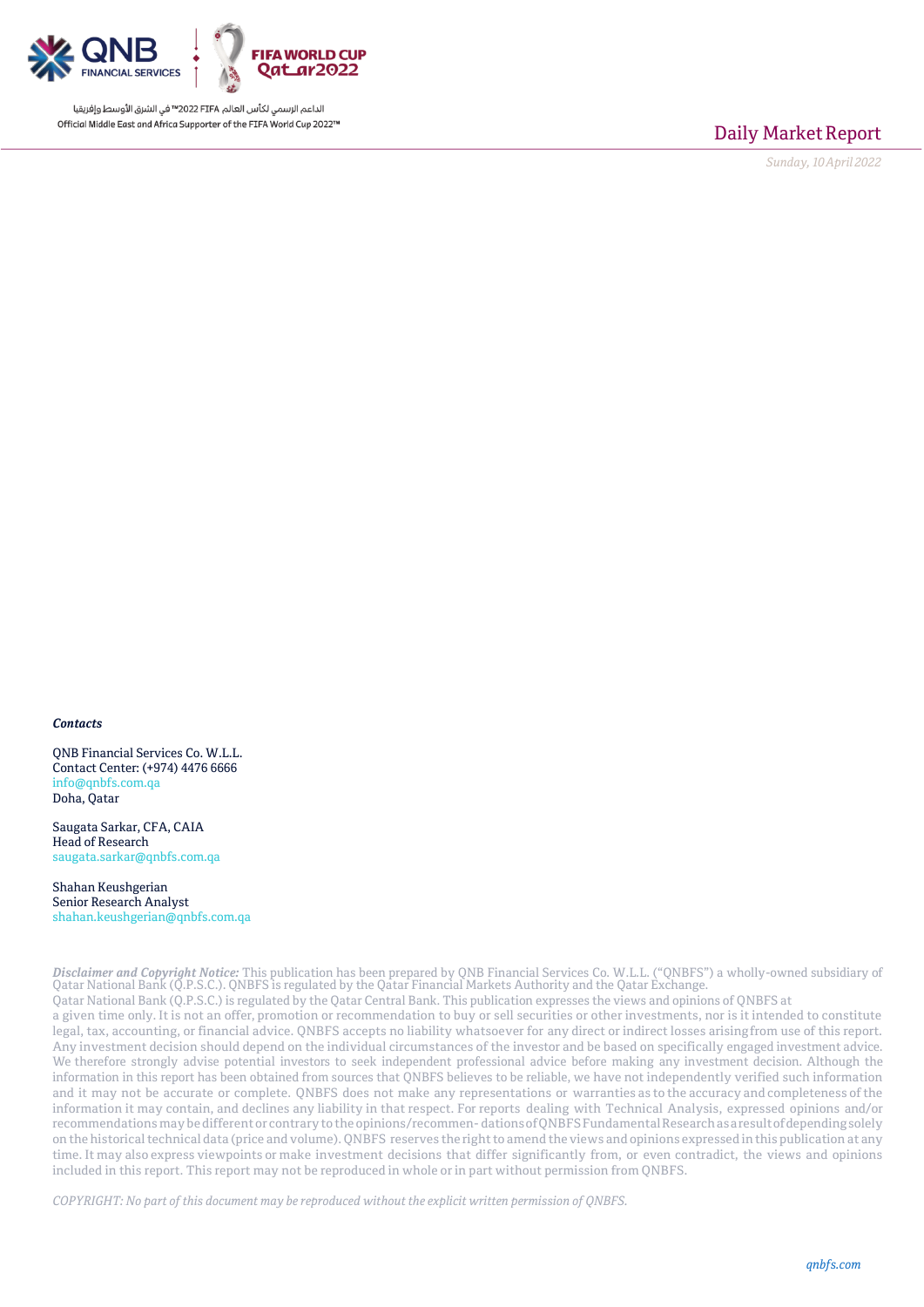الداعم الرسمي لكأس العالم FIFA 2022™ في الشرق الأوسط وإفريقيا
Official Middle East and Africa Supporter of the FIFA World Cup 2022™

Daily Market Report

*Sunday, 10 April 2022*

***Contacts***

QNB Financial Services Co. W.L.L.
Contact Center: (+974) 4476 6666
info@qnbfs.com.qa
Doha, Qatar

Saugata Sarkar, CFA, CAIA
Head of Research
saugata.sarkar@qnbfs.com.qa

Shahan Keushgerian
Senior Research Analyst
shahan.keushgerian@qnbfs.com.qa

***Disclaimer and Copyright Notice:*** This publication has been prepared by QNB Financial Services Co. W.L.L. ("QNBFS") a wholly-owned subsidiary of Qatar National Bank (Q.P.S.C.). QNBFS is regulated by the Qatar Financial Markets Authority and the Qatar Exchange. Qatar National Bank (Q.P.S.C.) is regulated by the Qatar Central Bank. This publication expresses the views and opinions of QNBFS at a given time only. It is not an offer, promotion or recommendation to buy or sell securities or other investments, nor is it intended to constitute legal, tax, accounting, or financial advice. QNBFS accepts no liability whatsoever for any direct or indirect losses arising from use of this report. Any investment decision should depend on the individual circumstances of the investor and be based on specifically engaged investment advice. We therefore strongly advise potential investors to seek independent professional advice before making any investment decision. Although the information in this report has been obtained from sources that QNBFS believes to be reliable, we have not independently verified such information and it may not be accurate or complete. QNBFS does not make any representations or warranties as to the accuracy and completeness of the information it may contain, and declines any liability in that respect. For reports dealing with Technical Analysis, expressed opinions and/or recommendations may be different or contrary to the opinions/recommen- dations of QNBFS Fundamental Research as a result of depending solely on the historical technical data (price and volume). QNBFS reserves the right to amend the views and opinions expressed in this publication at any time. It may also express viewpoints or make investment decisions that differ significantly from, or even contradict, the views and opinions included in this report. This report may not be reproduced in whole or in part without permission from QNBFS.

*COPYRIGHT: No part of this document may be reproduced without the explicit written permission of QNBFS.*

*qnbfs.com*